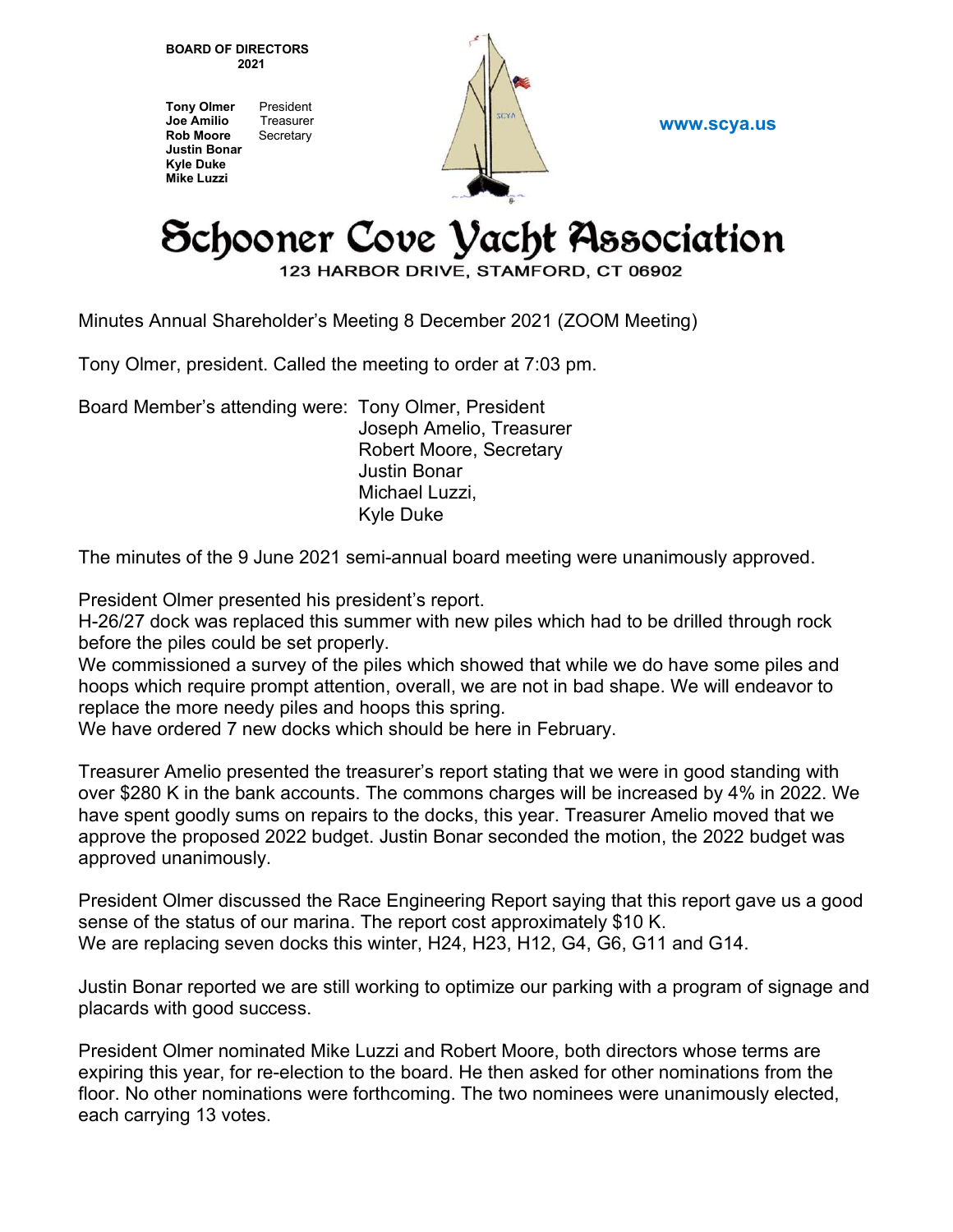**BOARD OF DIRECTORS**
**2021**

**Tony Olmer** President
**Joe Amilio** Treasurer
**Rob Moore** Secretary
**Justin Bonar**
**Kyle Duke**
**Mike Luzzi**

**www.scya.us**

# Schooner Cove Yacht Association

123 HARBOR DRIVE, STAMFORD, CT 06902

Minutes Annual Shareholder's Meeting 8 December 2021 (ZOOM Meeting)

Tony Olmer, president. Called the meeting to order at 7:03 pm.

Board Member's attending were: Tony Olmer, President
Joseph Amelio, Treasurer
Robert Moore, Secretary
Justin Bonar
Michael Luzzi,
Kyle Duke

The minutes of the 9 June 2021 semi-annual board meeting were unanimously approved.

President Olmer presented his president's report.
H-26/27 dock was replaced this summer with new piles which had to be drilled through rock before the piles could be set properly.
We commissioned a survey of the piles which showed that while we do have some piles and hoops which require prompt attention, overall, we are not in bad shape. We will endeavor to replace the more needy piles and hoops this spring.
We have ordered 7 new docks which should be here in February.

Treasurer Amelio presented the treasurer's report stating that we were in good standing with over $280 K in the bank accounts. The commons charges will be increased by 4% in 2022. We have spent goodly sums on repairs to the docks, this year. Treasurer Amelio moved that we approve the proposed 2022 budget. Justin Bonar seconded the motion, the 2022 budget was approved unanimously.

President Olmer discussed the Race Engineering Report saying that this report gave us a good sense of the status of our marina. The report cost approximately $10 K.
We are replacing seven docks this winter, H24, H23, H12, G4, G6, G11 and G14.

Justin Bonar reported we are still working to optimize our parking with a program of signage and placards with good success.

President Olmer nominated Mike Luzzi and Robert Moore, both directors whose terms are expiring this year, for re-election to the board. He then asked for other nominations from the floor. No other nominations were forthcoming. The two nominees were unanimously elected, each carrying 13 votes.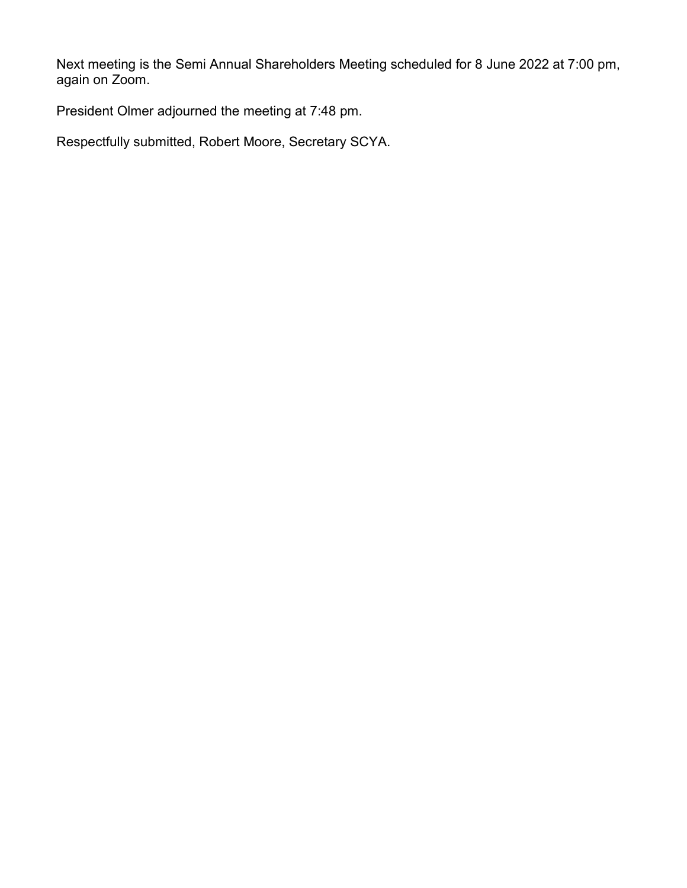Next meeting is the Semi Annual Shareholders Meeting scheduled for 8 June 2022 at 7:00 pm, again on Zoom.

President Olmer adjourned the meeting at 7:48 pm.

Respectfully submitted, Robert Moore, Secretary SCYA.